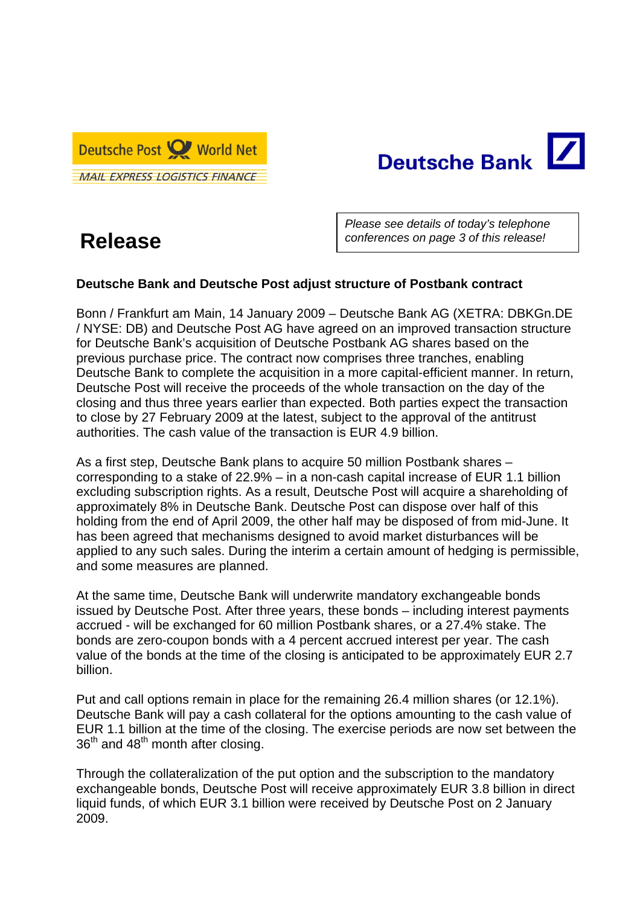Deutsche Post World Net

MAIL EXPRESS LOGISTICS FINANCE

Deutsche Bank

# Release

*Please see details of today's telephone conferences on page 3 of this release!*

**Deutsche Bank and Deutsche Post adjust structure of Postbank contract**

Bonn / Frankfurt am Main, 14 January 2009 – Deutsche Bank AG (XETRA: DBKGn.DE / NYSE: DB) and Deutsche Post AG have agreed on an improved transaction structure for Deutsche Bank's acquisition of Deutsche Postbank AG shares based on the previous purchase price. The contract now comprises three tranches, enabling Deutsche Bank to complete the acquisition in a more capital-efficient manner. In return, Deutsche Post will receive the proceeds of the whole transaction on the day of the closing and thus three years earlier than expected. Both parties expect the transaction to close by 27 February 2009 at the latest, subject to the approval of the antitrust authorities. The cash value of the transaction is EUR 4.9 billion.

As a first step, Deutsche Bank plans to acquire 50 million Postbank shares – corresponding to a stake of 22.9% – in a non-cash capital increase of EUR 1.1 billion excluding subscription rights. As a result, Deutsche Post will acquire a shareholding of approximately 8% in Deutsche Bank. Deutsche Post can dispose over half of this holding from the end of April 2009, the other half may be disposed of from mid-June. It has been agreed that mechanisms designed to avoid market disturbances will be applied to any such sales. During the interim a certain amount of hedging is permissible, and some measures are planned.

At the same time, Deutsche Bank will underwrite mandatory exchangeable bonds issued by Deutsche Post. After three years, these bonds – including interest payments accrued - will be exchanged for 60 million Postbank shares, or a 27.4% stake. The bonds are zero-coupon bonds with a 4 percent accrued interest per year. The cash value of the bonds at the time of the closing is anticipated to be approximately EUR 2.7 billion.

Put and call options remain in place for the remaining 26.4 million shares (or 12.1%). Deutsche Bank will pay a cash collateral for the options amounting to the cash value of EUR 1.1 billion at the time of the closing. The exercise periods are now set between the 36th and 48th month after closing.

Through the collateralization of the put option and the subscription to the mandatory exchangeable bonds, Deutsche Post will receive approximately EUR 3.8 billion in direct liquid funds, of which EUR 3.1 billion were received by Deutsche Post on 2 January 2009.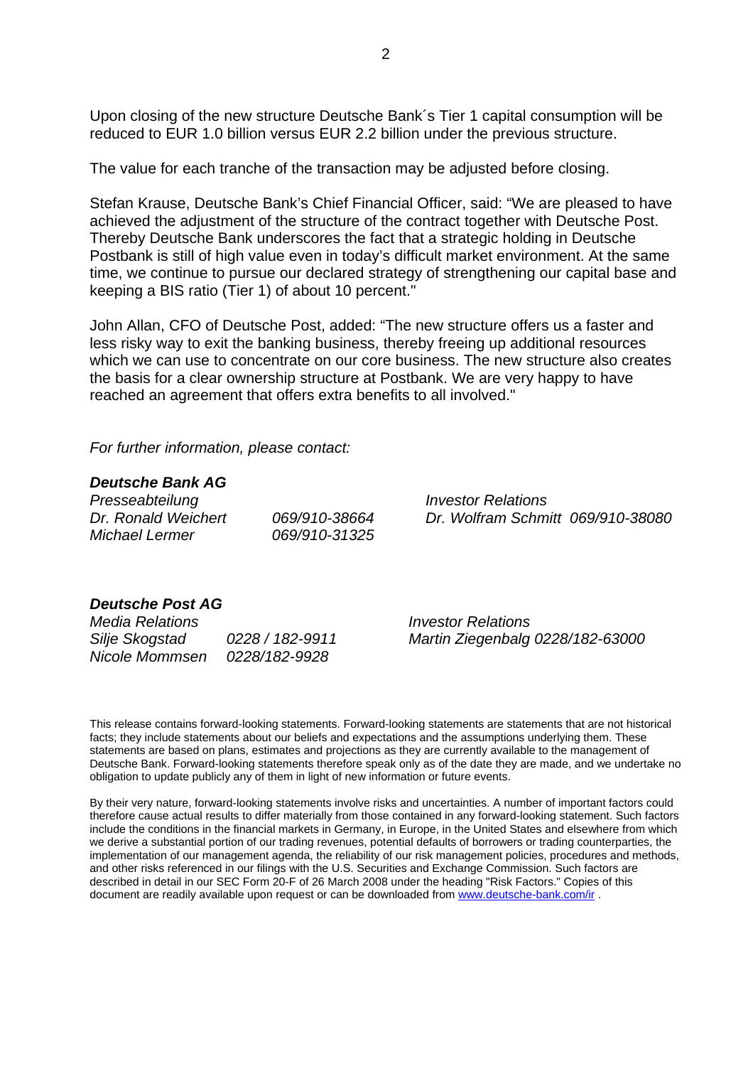Upon closing of the new structure Deutsche Bank´s Tier 1 capital consumption will be reduced to EUR 1.0 billion versus EUR 2.2 billion under the previous structure.

The value for each tranche of the transaction may be adjusted before closing.

Stefan Krause, Deutsche Bank's Chief Financial Officer, said: "We are pleased to have achieved the adjustment of the structure of the contract together with Deutsche Post. Thereby Deutsche Bank underscores the fact that a strategic holding in Deutsche Postbank is still of high value even in today's difficult market environment. At the same time, we continue to pursue our declared strategy of strengthening our capital base and keeping a BIS ratio (Tier 1) of about 10 percent."

John Allan, CFO of Deutsche Post, added: "The new structure offers us a faster and less risky way to exit the banking business, thereby freeing up additional resources which we can use to concentrate on our core business. The new structure also creates the basis for a clear ownership structure at Postbank. We are very happy to have reached an agreement that offers extra benefits to all involved."

*For further information, please contact:*

***Deutsche Bank AG***

*Presseabteilung*
*Dr. Ronald Weichert* *069/910-38664*
*Michael Lermer* *069/910-31325*

*Investor Relations*
*Dr. Wolfram Schmitt* *069/910-38080*

***Deutsche Post AG***

*Media Relations*
*Silje Skogstad* *0228 / 182-9911*
*Nicole Mommsen* *0228/182-9928*

*Investor Relations*
*Martin Ziegenbalg 0228/182-63000*

This release contains forward-looking statements. Forward-looking statements are statements that are not historical facts; they include statements about our beliefs and expectations and the assumptions underlying them. These statements are based on plans, estimates and projections as they are currently available to the management of Deutsche Bank. Forward-looking statements therefore speak only as of the date they are made, and we undertake no obligation to update publicly any of them in light of new information or future events.

By their very nature, forward-looking statements involve risks and uncertainties. A number of important factors could therefore cause actual results to differ materially from those contained in any forward-looking statement. Such factors include the conditions in the financial markets in Germany, in Europe, in the United States and elsewhere from which we derive a substantial portion of our trading revenues, potential defaults of borrowers or trading counterparties, the implementation of our management agenda, the reliability of our risk management policies, procedures and methods, and other risks referenced in our filings with the U.S. Securities and Exchange Commission. Such factors are described in detail in our SEC Form 20-F of 26 March 2008 under the heading "Risk Factors." Copies of this document are readily available upon request or can be downloaded from www.deutsche-bank.com/ir .